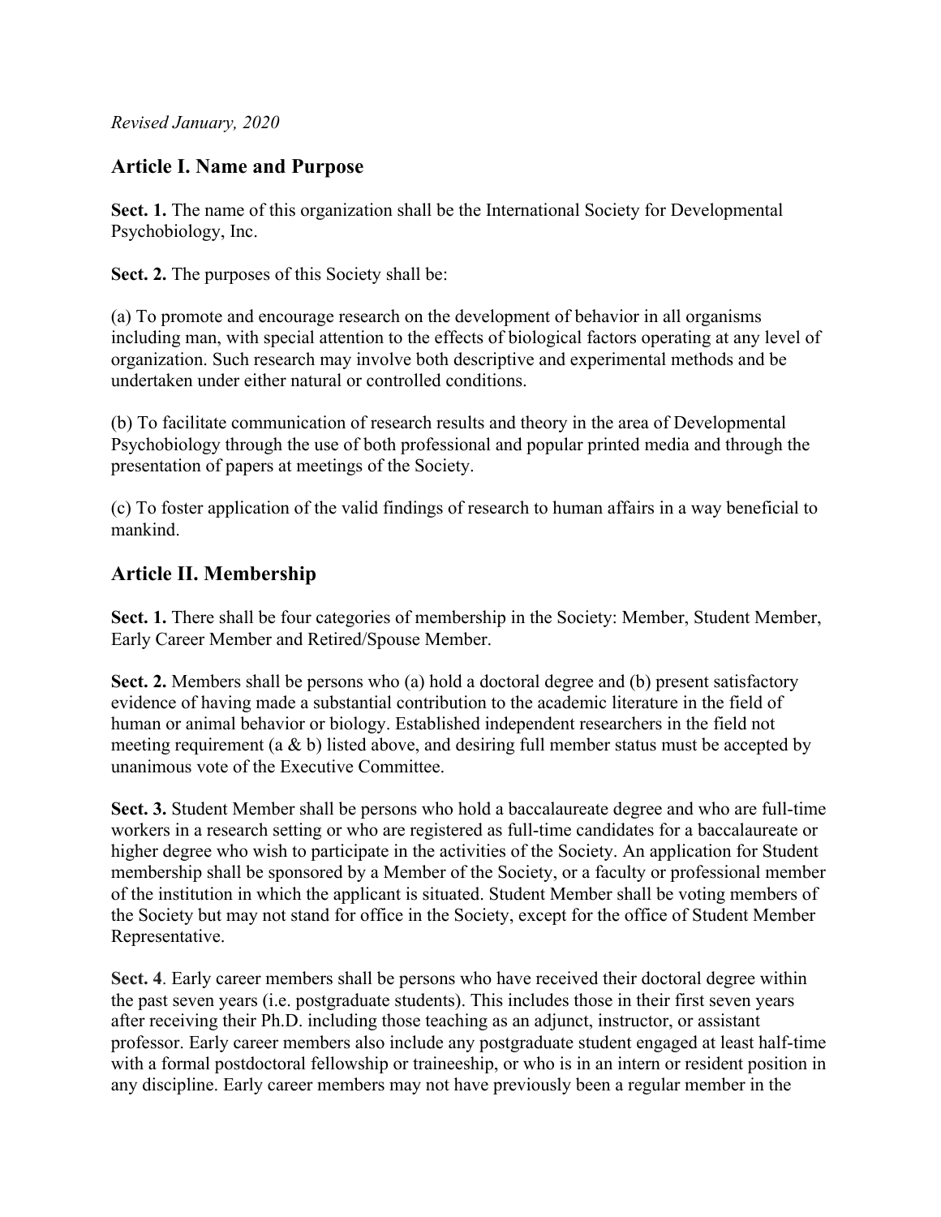*Revised January, 2020*

## Article I. Name and Purpose

**Sect. 1.** The name of this organization shall be the International Society for Developmental Psychobiology, Inc.

**Sect. 2.** The purposes of this Society shall be:

(a) To promote and encourage research on the development of behavior in all organisms including man, with special attention to the effects of biological factors operating at any level of organization. Such research may involve both descriptive and experimental methods and be undertaken under either natural or controlled conditions.

(b) To facilitate communication of research results and theory in the area of Developmental Psychobiology through the use of both professional and popular printed media and through the presentation of papers at meetings of the Society.

(c) To foster application of the valid findings of research to human affairs in a way beneficial to mankind.

## Article II. Membership

**Sect. 1.** There shall be four categories of membership in the Society: Member, Student Member, Early Career Member and Retired/Spouse Member.

**Sect. 2.** Members shall be persons who (a) hold a doctoral degree and (b) present satisfactory evidence of having made a substantial contribution to the academic literature in the field of human or animal behavior or biology. Established independent researchers in the field not meeting requirement (a & b) listed above, and desiring full member status must be accepted by unanimous vote of the Executive Committee.

**Sect. 3.** Student Member shall be persons who hold a baccalaureate degree and who are full-time workers in a research setting or who are registered as full-time candidates for a baccalaureate or higher degree who wish to participate in the activities of the Society. An application for Student membership shall be sponsored by a Member of the Society, or a faculty or professional member of the institution in which the applicant is situated. Student Member shall be voting members of the Society but may not stand for office in the Society, except for the office of Student Member Representative.

**Sect. 4**. Early career members shall be persons who have received their doctoral degree within the past seven years (i.e. postgraduate students). This includes those in their first seven years after receiving their Ph.D. including those teaching as an adjunct, instructor, or assistant professor. Early career members also include any postgraduate student engaged at least half-time with a formal postdoctoral fellowship or traineeship, or who is in an intern or resident position in any discipline. Early career members may not have previously been a regular member in the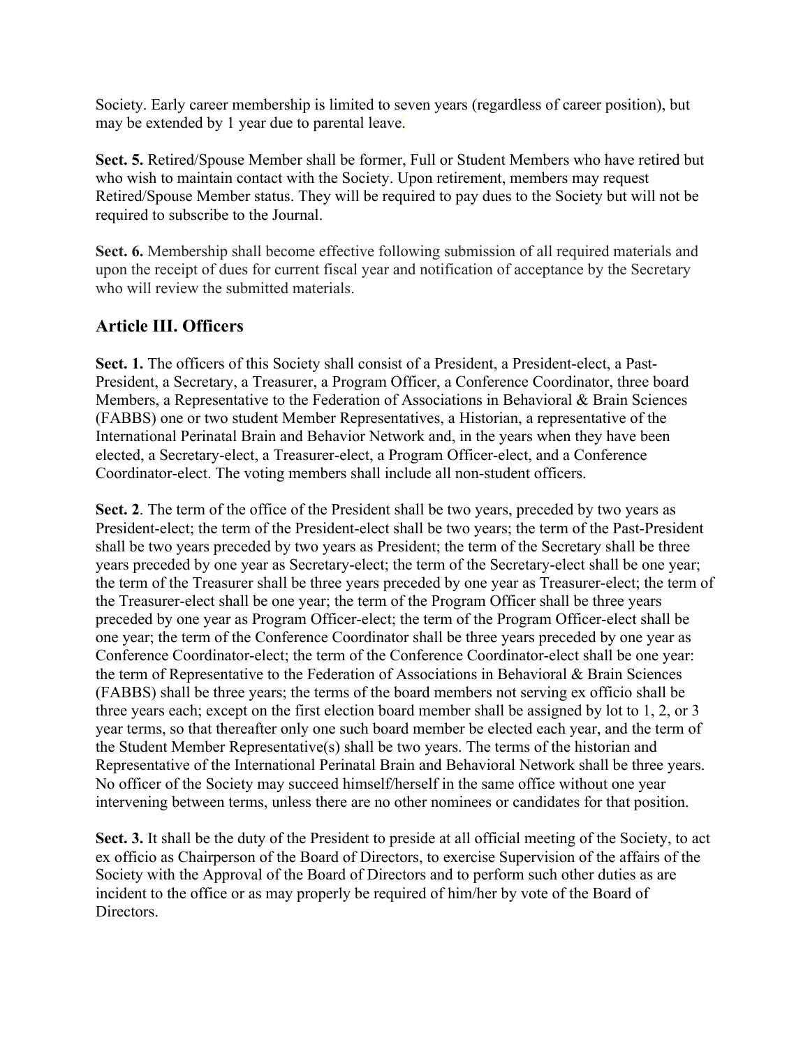Society. Early career membership is limited to seven years (regardless of career position), but may be extended by 1 year due to parental leave.

**Sect. 5.** Retired/Spouse Member shall be former, Full or Student Members who have retired but who wish to maintain contact with the Society. Upon retirement, members may request Retired/Spouse Member status. They will be required to pay dues to the Society but will not be required to subscribe to the Journal.

**Sect. 6.** Membership shall become effective following submission of all required materials and upon the receipt of dues for current fiscal year and notification of acceptance by the Secretary who will review the submitted materials.

## Article III. Officers

**Sect. 1.** The officers of this Society shall consist of a President, a President-elect, a Past-President, a Secretary, a Treasurer, a Program Officer, a Conference Coordinator, three board Members, a Representative to the Federation of Associations in Behavioral & Brain Sciences (FABBS) one or two student Member Representatives, a Historian, a representative of the International Perinatal Brain and Behavior Network and, in the years when they have been elected, a Secretary-elect, a Treasurer-elect, a Program Officer-elect, and a Conference Coordinator-elect. The voting members shall include all non-student officers.

**Sect. 2**. The term of the office of the President shall be two years, preceded by two years as President-elect; the term of the President-elect shall be two years; the term of the Past-President shall be two years preceded by two years as President; the term of the Secretary shall be three years preceded by one year as Secretary-elect; the term of the Secretary-elect shall be one year; the term of the Treasurer shall be three years preceded by one year as Treasurer-elect; the term of the Treasurer-elect shall be one year; the term of the Program Officer shall be three years preceded by one year as Program Officer-elect; the term of the Program Officer-elect shall be one year; the term of the Conference Coordinator shall be three years preceded by one year as Conference Coordinator-elect; the term of the Conference Coordinator-elect shall be one year: the term of Representative to the Federation of Associations in Behavioral & Brain Sciences (FABBS) shall be three years; the terms of the board members not serving ex officio shall be three years each; except on the first election board member shall be assigned by lot to 1, 2, or 3 year terms, so that thereafter only one such board member be elected each year, and the term of the Student Member Representative(s) shall be two years. The terms of the historian and Representative of the International Perinatal Brain and Behavioral Network shall be three years. No officer of the Society may succeed himself/herself in the same office without one year intervening between terms, unless there are no other nominees or candidates for that position.

**Sect. 3.** It shall be the duty of the President to preside at all official meeting of the Society, to act ex officio as Chairperson of the Board of Directors, to exercise Supervision of the affairs of the Society with the Approval of the Board of Directors and to perform such other duties as are incident to the office or as may properly be required of him/her by vote of the Board of Directors.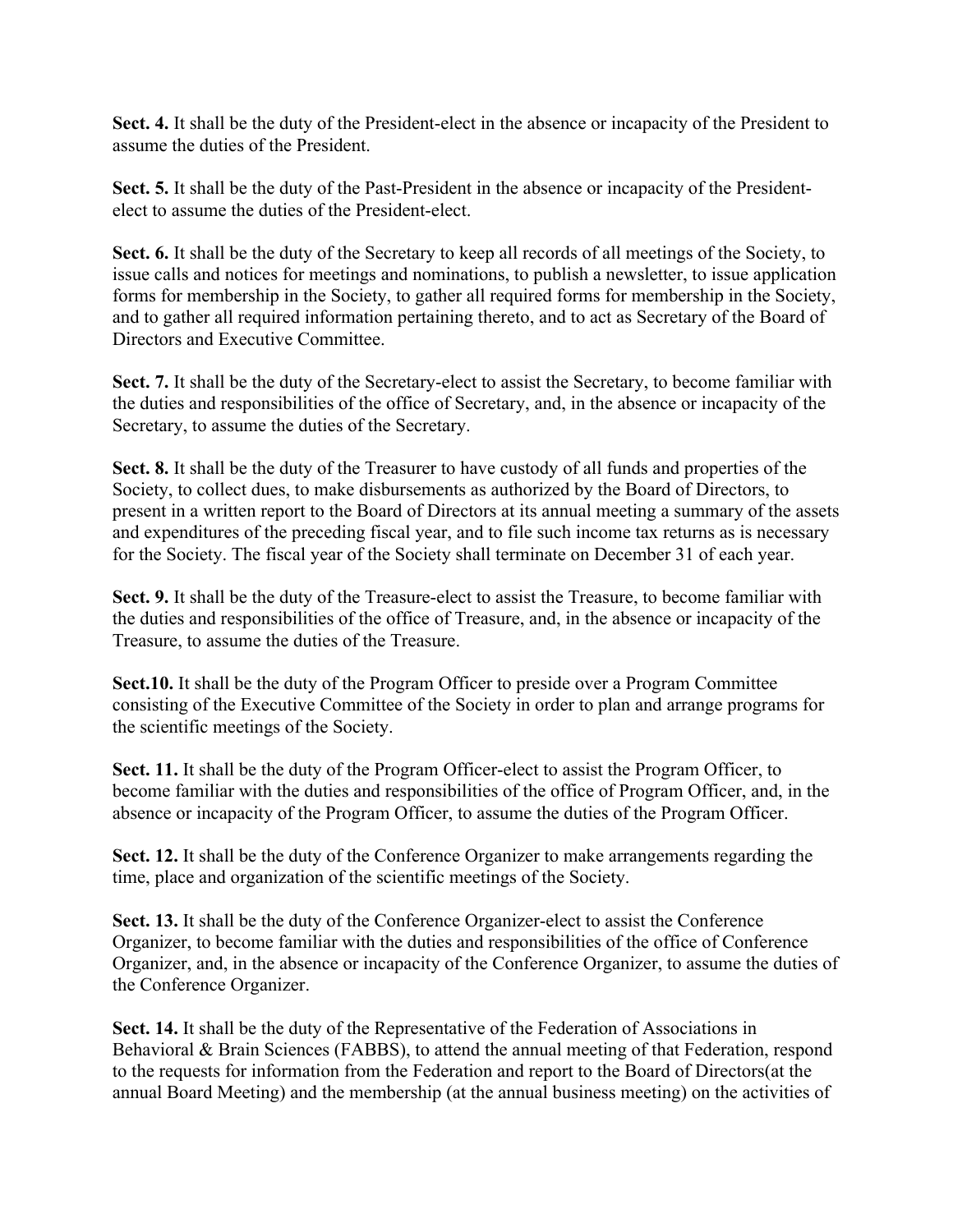**Sect. 4.** It shall be the duty of the President-elect in the absence or incapacity of the President to assume the duties of the President.

**Sect. 5.** It shall be the duty of the Past-President in the absence or incapacity of the President-elect to assume the duties of the President-elect.

**Sect. 6.** It shall be the duty of the Secretary to keep all records of all meetings of the Society, to issue calls and notices for meetings and nominations, to publish a newsletter, to issue application forms for membership in the Society, to gather all required forms for membership in the Society, and to gather all required information pertaining thereto, and to act as Secretary of the Board of Directors and Executive Committee.

**Sect. 7.** It shall be the duty of the Secretary-elect to assist the Secretary, to become familiar with the duties and responsibilities of the office of Secretary, and, in the absence or incapacity of the Secretary, to assume the duties of the Secretary.

**Sect. 8.** It shall be the duty of the Treasurer to have custody of all funds and properties of the Society, to collect dues, to make disbursements as authorized by the Board of Directors, to present in a written report to the Board of Directors at its annual meeting a summary of the assets and expenditures of the preceding fiscal year, and to file such income tax returns as is necessary for the Society. The fiscal year of the Society shall terminate on December 31 of each year.

**Sect. 9.** It shall be the duty of the Treasure-elect to assist the Treasure, to become familiar with the duties and responsibilities of the office of Treasure, and, in the absence or incapacity of the Treasure, to assume the duties of the Treasure.

**Sect.10.** It shall be the duty of the Program Officer to preside over a Program Committee consisting of the Executive Committee of the Society in order to plan and arrange programs for the scientific meetings of the Society.

**Sect. 11.** It shall be the duty of the Program Officer-elect to assist the Program Officer, to become familiar with the duties and responsibilities of the office of Program Officer, and, in the absence or incapacity of the Program Officer, to assume the duties of the Program Officer.

**Sect. 12.** It shall be the duty of the Conference Organizer to make arrangements regarding the time, place and organization of the scientific meetings of the Society.

**Sect. 13.** It shall be the duty of the Conference Organizer-elect to assist the Conference Organizer, to become familiar with the duties and responsibilities of the office of Conference Organizer, and, in the absence or incapacity of the Conference Organizer, to assume the duties of the Conference Organizer.

**Sect. 14.** It shall be the duty of the Representative of the Federation of Associations in Behavioral & Brain Sciences (FABBS), to attend the annual meeting of that Federation, respond to the requests for information from the Federation and report to the Board of Directors(at the annual Board Meeting) and the membership (at the annual business meeting) on the activities of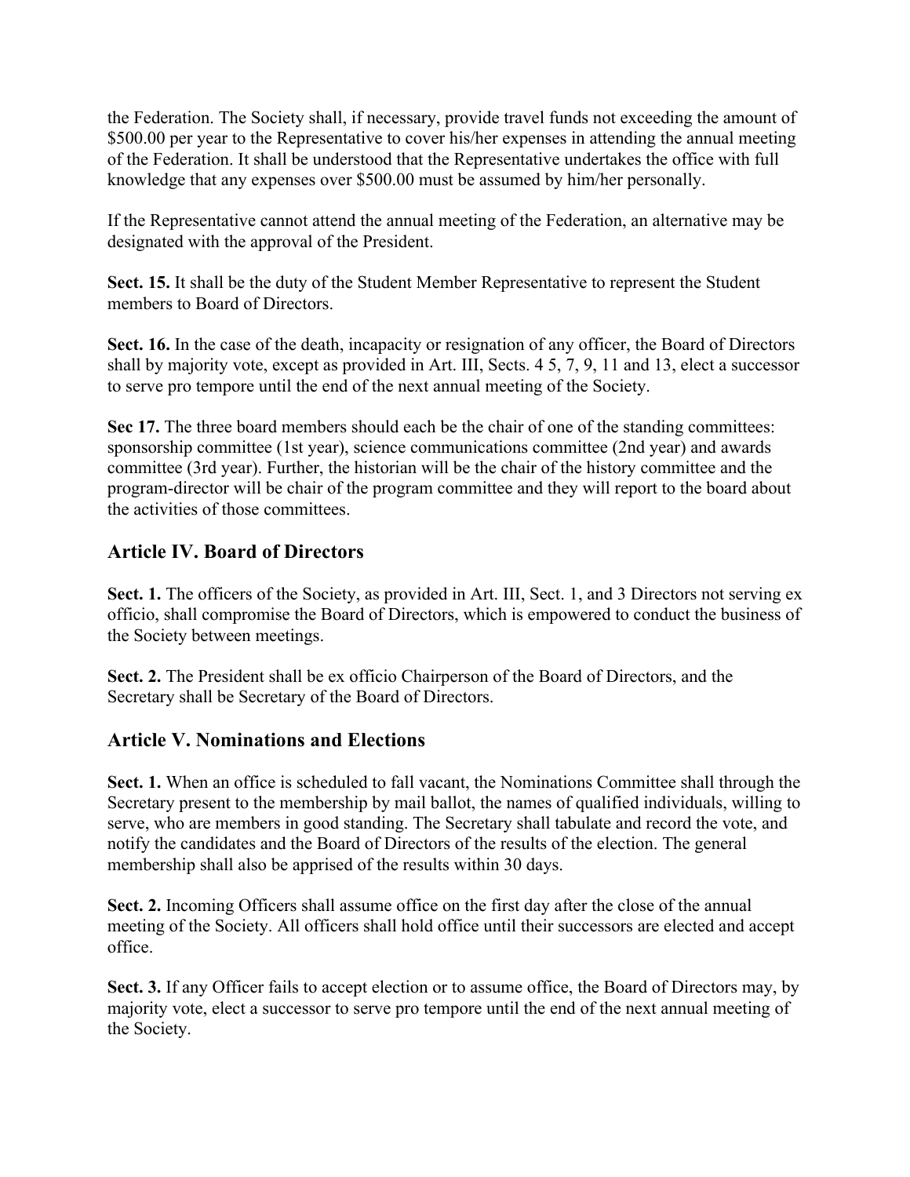the Federation. The Society shall, if necessary, provide travel funds not exceeding the amount of $500.00 per year to the Representative to cover his/her expenses in attending the annual meeting of the Federation. It shall be understood that the Representative undertakes the office with full knowledge that any expenses over $500.00 must be assumed by him/her personally.

If the Representative cannot attend the annual meeting of the Federation, an alternative may be designated with the approval of the President.

**Sect. 15.** It shall be the duty of the Student Member Representative to represent the Student members to Board of Directors.

**Sect. 16.** In the case of the death, incapacity or resignation of any officer, the Board of Directors shall by majority vote, except as provided in Art. III, Sects. 4 5, 7, 9, 11 and 13, elect a successor to serve pro tempore until the end of the next annual meeting of the Society.

**Sec 17.** The three board members should each be the chair of one of the standing committees: sponsorship committee (1st year), science communications committee (2nd year) and awards committee (3rd year). Further, the historian will be the chair of the history committee and the program-director will be chair of the program committee and they will report to the board about the activities of those committees.

## Article IV. Board of Directors

**Sect. 1.** The officers of the Society, as provided in Art. III, Sect. 1, and 3 Directors not serving ex officio, shall compromise the Board of Directors, which is empowered to conduct the business of the Society between meetings.

**Sect. 2.** The President shall be ex officio Chairperson of the Board of Directors, and the Secretary shall be Secretary of the Board of Directors.

## Article V. Nominations and Elections

**Sect. 1.** When an office is scheduled to fall vacant, the Nominations Committee shall through the Secretary present to the membership by mail ballot, the names of qualified individuals, willing to serve, who are members in good standing. The Secretary shall tabulate and record the vote, and notify the candidates and the Board of Directors of the results of the election. The general membership shall also be apprised of the results within 30 days.

**Sect. 2.** Incoming Officers shall assume office on the first day after the close of the annual meeting of the Society. All officers shall hold office until their successors are elected and accept office.

**Sect. 3.** If any Officer fails to accept election or to assume office, the Board of Directors may, by majority vote, elect a successor to serve pro tempore until the end of the next annual meeting of the Society.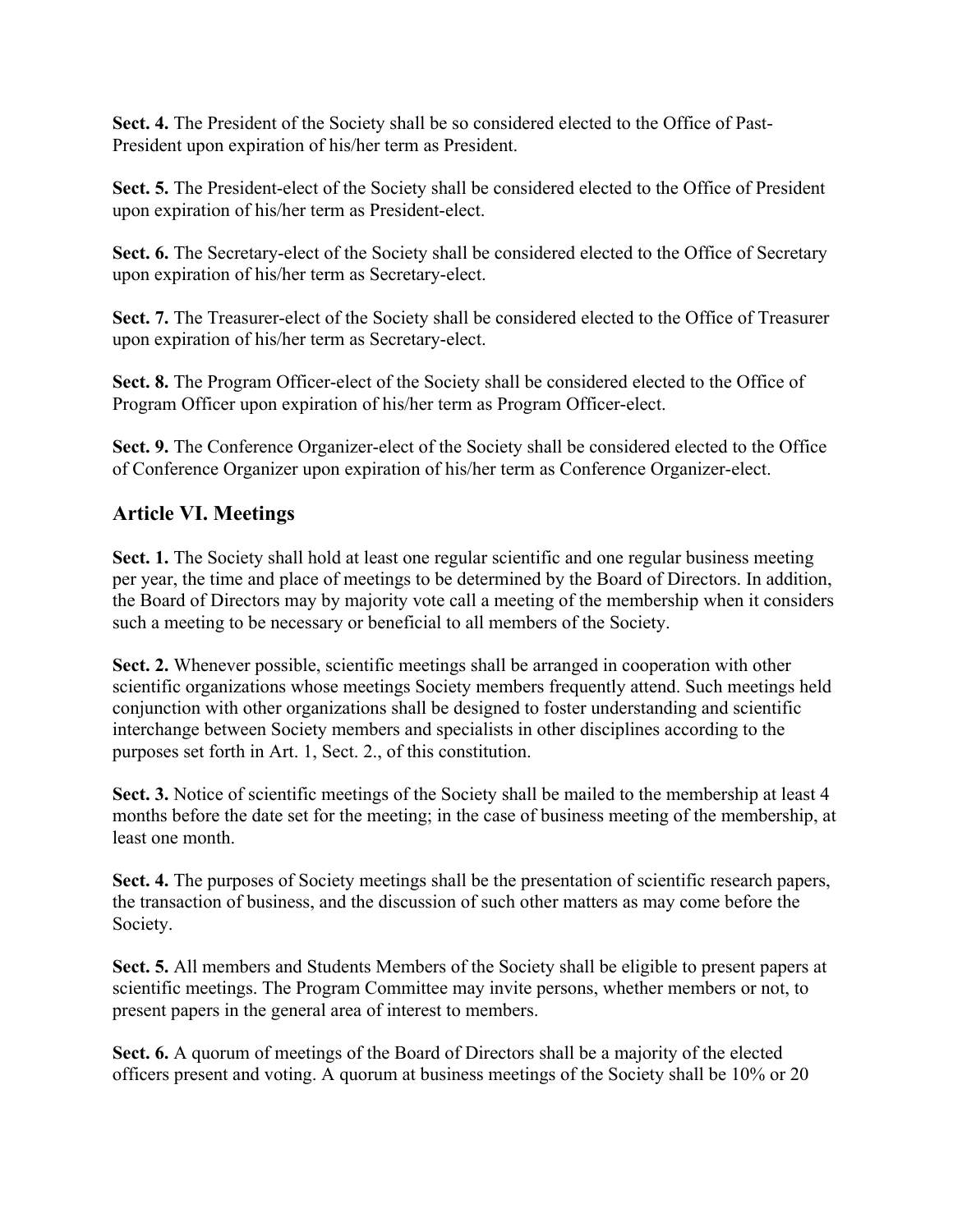**Sect. 4.** The President of the Society shall be so considered elected to the Office of Past-President upon expiration of his/her term as President.

**Sect. 5.** The President-elect of the Society shall be considered elected to the Office of President upon expiration of his/her term as President-elect.

**Sect. 6.** The Secretary-elect of the Society shall be considered elected to the Office of Secretary upon expiration of his/her term as Secretary-elect.

**Sect. 7.** The Treasurer-elect of the Society shall be considered elected to the Office of Treasurer upon expiration of his/her term as Secretary-elect.

**Sect. 8.** The Program Officer-elect of the Society shall be considered elected to the Office of Program Officer upon expiration of his/her term as Program Officer-elect.

**Sect. 9.** The Conference Organizer-elect of the Society shall be considered elected to the Office of Conference Organizer upon expiration of his/her term as Conference Organizer-elect.

## Article VI. Meetings

**Sect. 1.** The Society shall hold at least one regular scientific and one regular business meeting per year, the time and place of meetings to be determined by the Board of Directors. In addition, the Board of Directors may by majority vote call a meeting of the membership when it considers such a meeting to be necessary or beneficial to all members of the Society.

**Sect. 2.** Whenever possible, scientific meetings shall be arranged in cooperation with other scientific organizations whose meetings Society members frequently attend. Such meetings held conjunction with other organizations shall be designed to foster understanding and scientific interchange between Society members and specialists in other disciplines according to the purposes set forth in Art. 1, Sect. 2., of this constitution.

**Sect. 3.** Notice of scientific meetings of the Society shall be mailed to the membership at least 4 months before the date set for the meeting; in the case of business meeting of the membership, at least one month.

**Sect. 4.** The purposes of Society meetings shall be the presentation of scientific research papers, the transaction of business, and the discussion of such other matters as may come before the Society.

**Sect. 5.** All members and Students Members of the Society shall be eligible to present papers at scientific meetings. The Program Committee may invite persons, whether members or not, to present papers in the general area of interest to members.

**Sect. 6.** A quorum of meetings of the Board of Directors shall be a majority of the elected officers present and voting. A quorum at business meetings of the Society shall be 10% or 20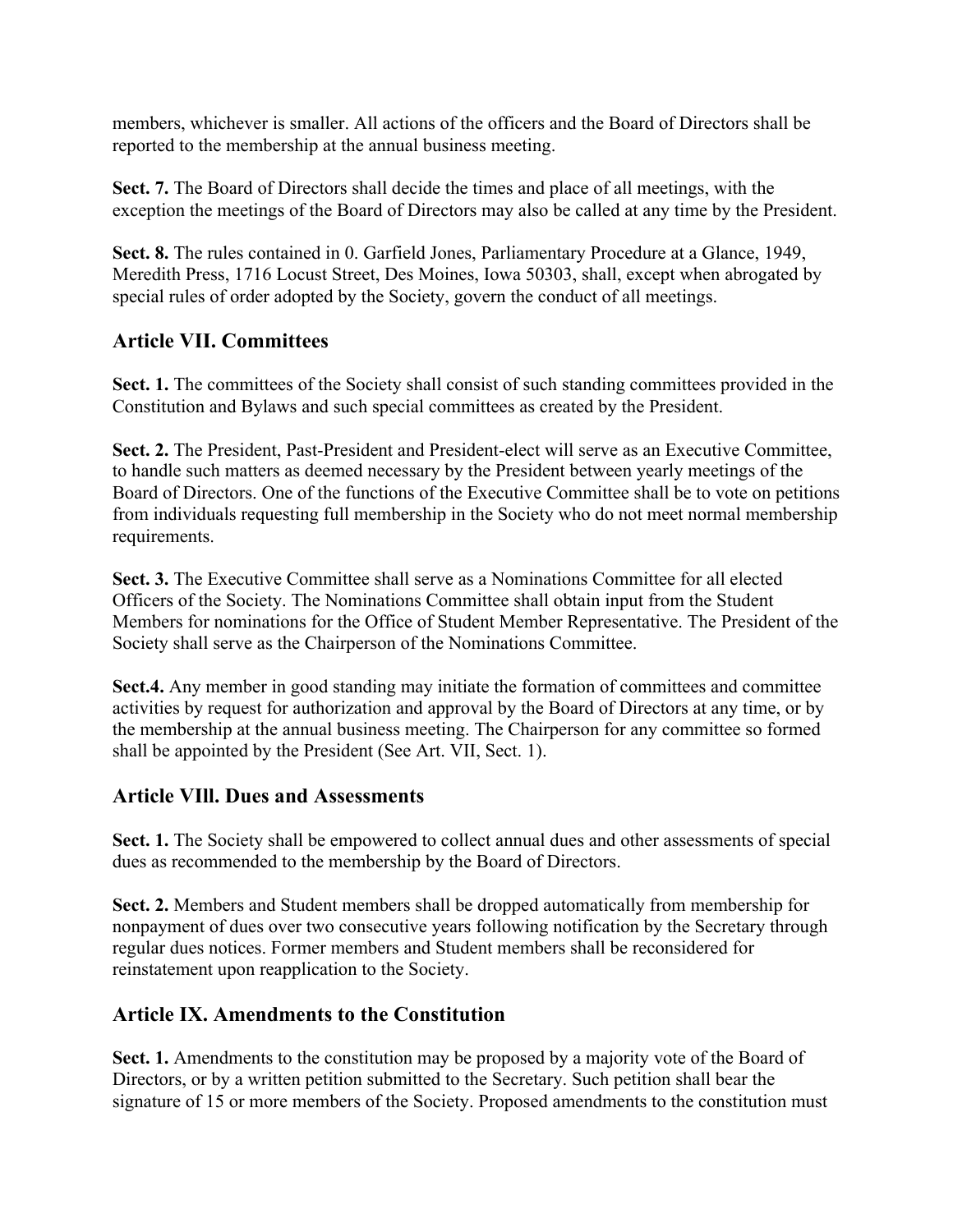members, whichever is smaller. All actions of the officers and the Board of Directors shall be reported to the membership at the annual business meeting.

**Sect. 7.** The Board of Directors shall decide the times and place of all meetings, with the exception the meetings of the Board of Directors may also be called at any time by the President.

**Sect. 8.** The rules contained in 0. Garfield Jones, Parliamentary Procedure at a Glance, 1949, Meredith Press, 1716 Locust Street, Des Moines, Iowa 50303, shall, except when abrogated by special rules of order adopted by the Society, govern the conduct of all meetings.

## Article VII. Committees

**Sect. 1.** The committees of the Society shall consist of such standing committees provided in the Constitution and Bylaws and such special committees as created by the President.

**Sect. 2.** The President, Past-President and President-elect will serve as an Executive Committee, to handle such matters as deemed necessary by the President between yearly meetings of the Board of Directors. One of the functions of the Executive Committee shall be to vote on petitions from individuals requesting full membership in the Society who do not meet normal membership requirements.

**Sect. 3.** The Executive Committee shall serve as a Nominations Committee for all elected Officers of the Society. The Nominations Committee shall obtain input from the Student Members for nominations for the Office of Student Member Representative. The President of the Society shall serve as the Chairperson of the Nominations Committee.

**Sect.4.** Any member in good standing may initiate the formation of committees and committee activities by request for authorization and approval by the Board of Directors at any time, or by the membership at the annual business meeting. The Chairperson for any committee so formed shall be appointed by the President (See Art. VII, Sect. 1).

## Article VIll. Dues and Assessments

**Sect. 1.** The Society shall be empowered to collect annual dues and other assessments of special dues as recommended to the membership by the Board of Directors.

**Sect. 2.** Members and Student members shall be dropped automatically from membership for nonpayment of dues over two consecutive years following notification by the Secretary through regular dues notices. Former members and Student members shall be reconsidered for reinstatement upon reapplication to the Society.

## Article IX. Amendments to the Constitution

**Sect. 1.** Amendments to the constitution may be proposed by a majority vote of the Board of Directors, or by a written petition submitted to the Secretary. Such petition shall bear the signature of 15 or more members of the Society. Proposed amendments to the constitution must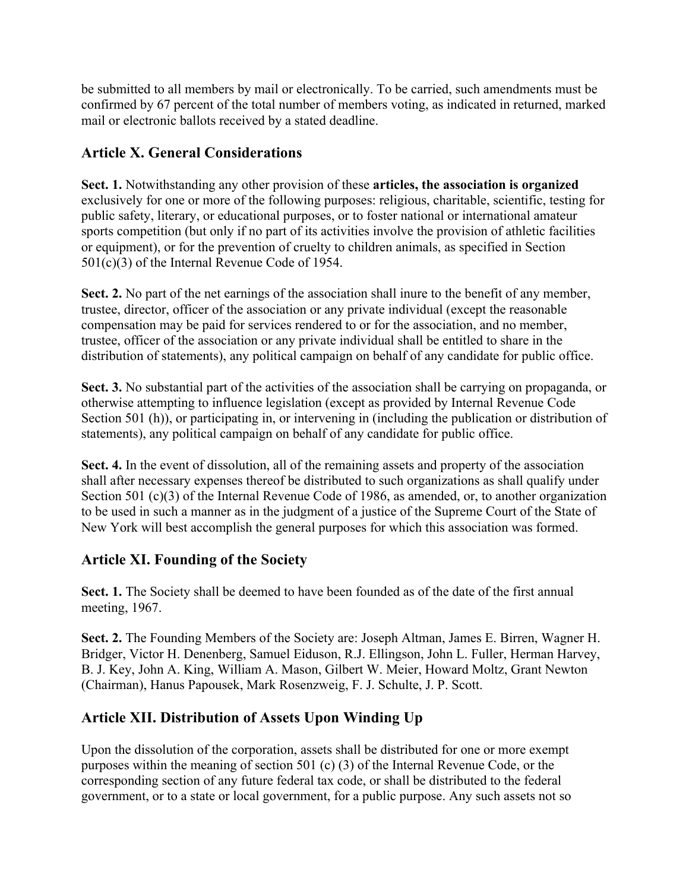be submitted to all members by mail or electronically. To be carried, such amendments must be confirmed by 67 percent of the total number of members voting, as indicated in returned, marked mail or electronic ballots received by a stated deadline.

## Article X. General Considerations

**Sect. 1.** Notwithstanding any other provision of these **articles, the association is organized** exclusively for one or more of the following purposes: religious, charitable, scientific, testing for public safety, literary, or educational purposes, or to foster national or international amateur sports competition (but only if no part of its activities involve the provision of athletic facilities or equipment), or for the prevention of cruelty to children animals, as specified in Section 501(c)(3) of the Internal Revenue Code of 1954.

**Sect. 2.** No part of the net earnings of the association shall inure to the benefit of any member, trustee, director, officer of the association or any private individual (except the reasonable compensation may be paid for services rendered to or for the association, and no member, trustee, officer of the association or any private individual shall be entitled to share in the distribution of statements), any political campaign on behalf of any candidate for public office.

**Sect. 3.** No substantial part of the activities of the association shall be carrying on propaganda, or otherwise attempting to influence legislation (except as provided by Internal Revenue Code Section 501 (h)), or participating in, or intervening in (including the publication or distribution of statements), any political campaign on behalf of any candidate for public office.

**Sect. 4.** In the event of dissolution, all of the remaining assets and property of the association shall after necessary expenses thereof be distributed to such organizations as shall qualify under Section 501 (c)(3) of the Internal Revenue Code of 1986, as amended, or, to another organization to be used in such a manner as in the judgment of a justice of the Supreme Court of the State of New York will best accomplish the general purposes for which this association was formed.

## Article XI. Founding of the Society

**Sect. 1.** The Society shall be deemed to have been founded as of the date of the first annual meeting, 1967.

**Sect. 2.** The Founding Members of the Society are: Joseph Altman, James E. Birren, Wagner H. Bridger, Victor H. Denenberg, Samuel Eiduson, R.J. Ellingson, John L. Fuller, Herman Harvey, B. J. Key, John A. King, William A. Mason, Gilbert W. Meier, Howard Moltz, Grant Newton (Chairman), Hanus Papousek, Mark Rosenzweig, F. J. Schulte, J. P. Scott.

## Article XII. Distribution of Assets Upon Winding Up

Upon the dissolution of the corporation, assets shall be distributed for one or more exempt purposes within the meaning of section 501 (c) (3) of the Internal Revenue Code, or the corresponding section of any future federal tax code, or shall be distributed to the federal government, or to a state or local government, for a public purpose. Any such assets not so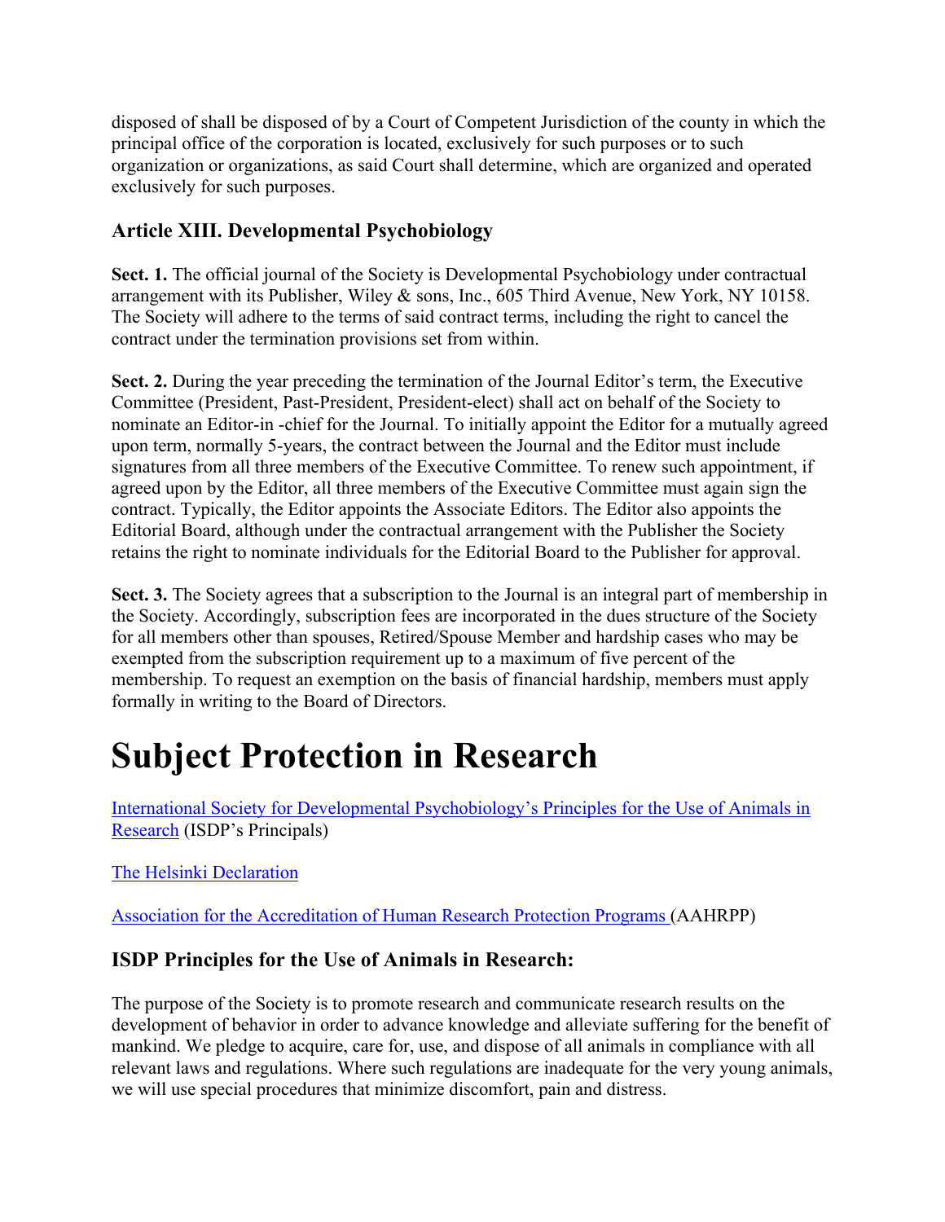disposed of shall be disposed of by a Court of Competent Jurisdiction of the county in which the principal office of the corporation is located, exclusively for such purposes or to such organization or organizations, as said Court shall determine, which are organized and operated exclusively for such purposes.

### Article XIII. Developmental Psychobiology

**Sect. 1.** The official journal of the Society is Developmental Psychobiology under contractual arrangement with its Publisher, Wiley & sons, Inc., 605 Third Avenue, New York, NY 10158. The Society will adhere to the terms of said contract terms, including the right to cancel the contract under the termination provisions set from within.

**Sect. 2.** During the year preceding the termination of the Journal Editor's term, the Executive Committee (President, Past-President, President-elect) shall act on behalf of the Society to nominate an Editor-in -chief for the Journal. To initially appoint the Editor for a mutually agreed upon term, normally 5-years, the contract between the Journal and the Editor must include signatures from all three members of the Executive Committee. To renew such appointment, if agreed upon by the Editor, all three members of the Executive Committee must again sign the contract. Typically, the Editor appoints the Associate Editors. The Editor also appoints the Editorial Board, although under the contractual arrangement with the Publisher the Society retains the right to nominate individuals for the Editorial Board to the Publisher for approval.

**Sect. 3.** The Society agrees that a subscription to the Journal is an integral part of membership in the Society. Accordingly, subscription fees are incorporated in the dues structure of the Society for all members other than spouses, Retired/Spouse Member and hardship cases who may be exempted from the subscription requirement up to a maximum of five percent of the membership. To request an exemption on the basis of financial hardship, members must apply formally in writing to the Board of Directors.

# Subject Protection in Research

International Society for Developmental Psychobiology's Principles for the Use of Animals in Research (ISDP's Principals)

The Helsinki Declaration

Association for the Accreditation of Human Research Protection Programs (AAHRPP)

### ISDP Principles for the Use of Animals in Research:

The purpose of the Society is to promote research and communicate research results on the development of behavior in order to advance knowledge and alleviate suffering for the benefit of mankind. We pledge to acquire, care for, use, and dispose of all animals in compliance with all relevant laws and regulations. Where such regulations are inadequate for the very young animals, we will use special procedures that minimize discomfort, pain and distress.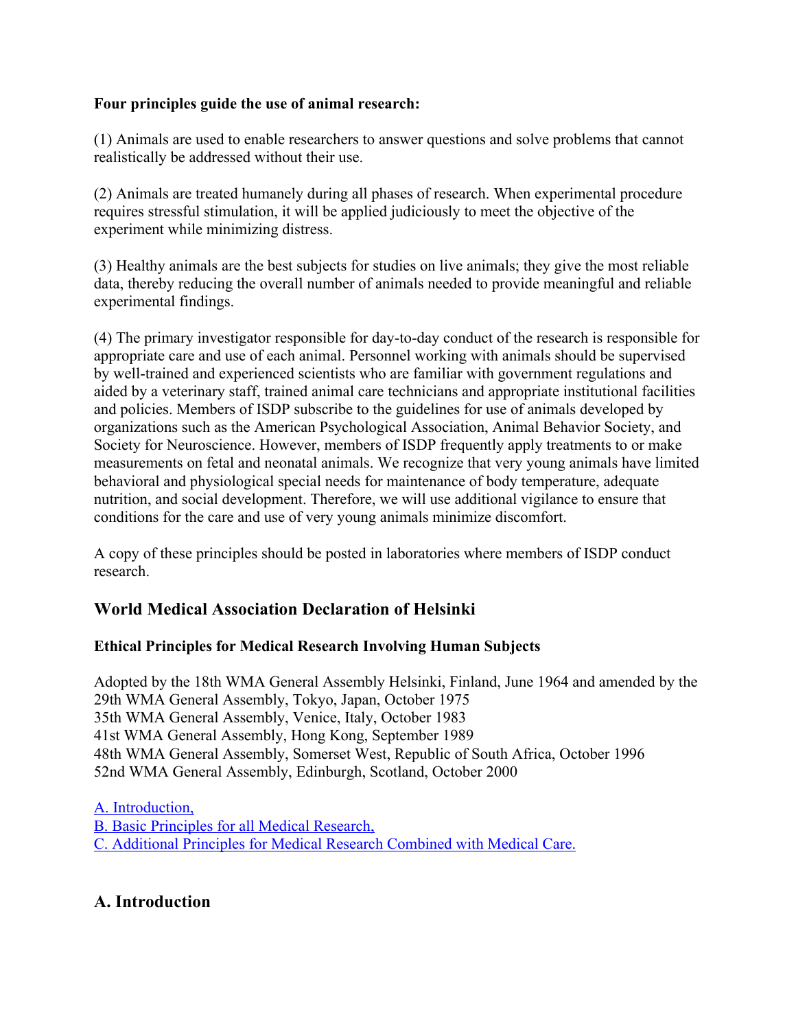**Four principles guide the use of animal research:**

(1) Animals are used to enable researchers to answer questions and solve problems that cannot realistically be addressed without their use.

(2) Animals are treated humanely during all phases of research. When experimental procedure requires stressful stimulation, it will be applied judiciously to meet the objective of the experiment while minimizing distress.

(3) Healthy animals are the best subjects for studies on live animals; they give the most reliable data, thereby reducing the overall number of animals needed to provide meaningful and reliable experimental findings.

(4) The primary investigator responsible for day-to-day conduct of the research is responsible for appropriate care and use of each animal. Personnel working with animals should be supervised by well-trained and experienced scientists who are familiar with government regulations and aided by a veterinary staff, trained animal care technicians and appropriate institutional facilities and policies. Members of ISDP subscribe to the guidelines for use of animals developed by organizations such as the American Psychological Association, Animal Behavior Society, and Society for Neuroscience. However, members of ISDP frequently apply treatments to or make measurements on fetal and neonatal animals. We recognize that very young animals have limited behavioral and physiological special needs for maintenance of body temperature, adequate nutrition, and social development. Therefore, we will use additional vigilance to ensure that conditions for the care and use of very young animals minimize discomfort.

A copy of these principles should be posted in laboratories where members of ISDP conduct research.

## World Medical Association Declaration of Helsinki

**Ethical Principles for Medical Research Involving Human Subjects**

Adopted by the 18th WMA General Assembly Helsinki, Finland, June 1964 and amended by the
29th WMA General Assembly, Tokyo, Japan, October 1975
35th WMA General Assembly, Venice, Italy, October 1983
41st WMA General Assembly, Hong Kong, September 1989
48th WMA General Assembly, Somerset West, Republic of South Africa, October 1996
52nd WMA General Assembly, Edinburgh, Scotland, October 2000

A. Introduction,
B. Basic Principles for all Medical Research,
C. Additional Principles for Medical Research Combined with Medical Care.

## A. Introduction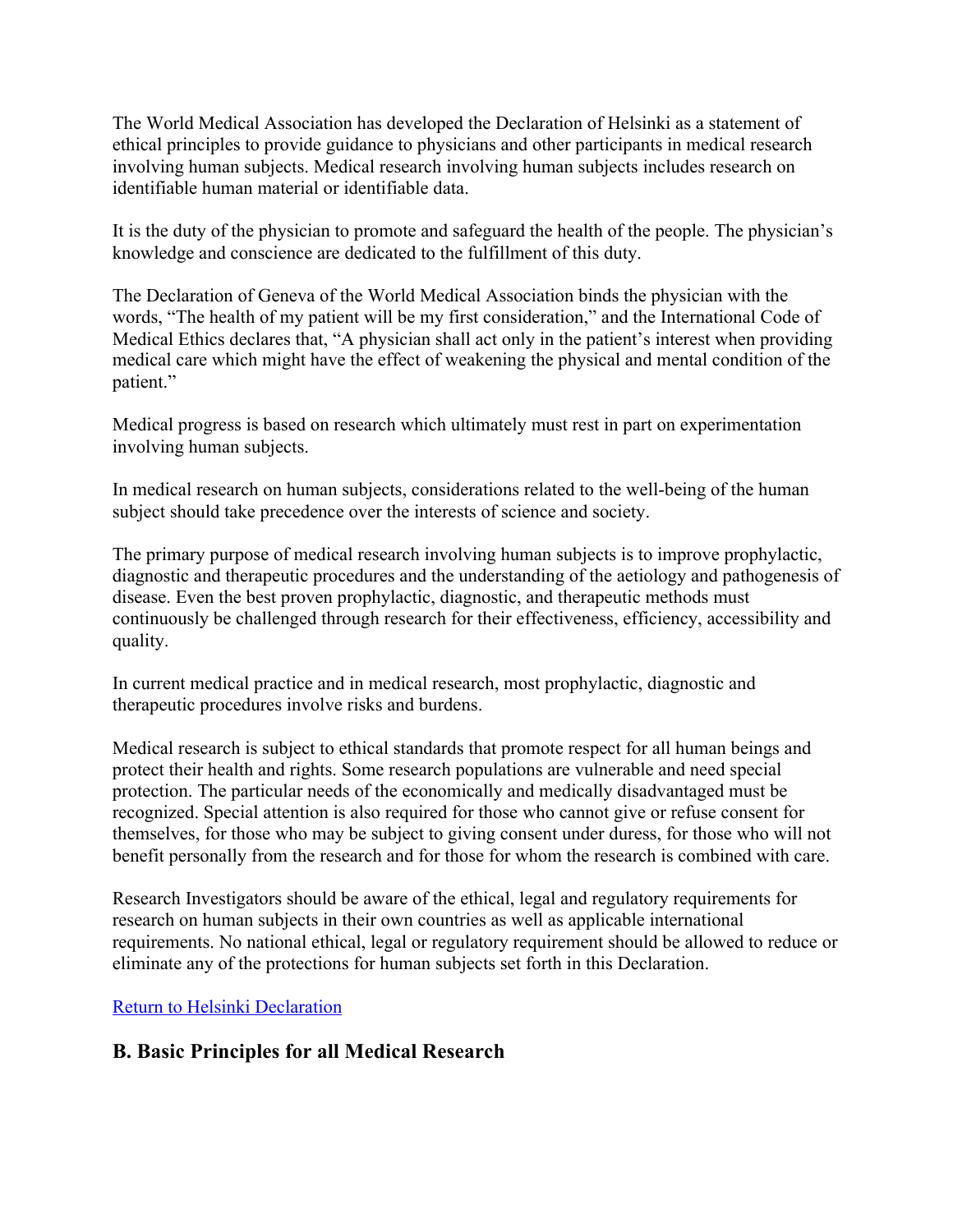The World Medical Association has developed the Declaration of Helsinki as a statement of ethical principles to provide guidance to physicians and other participants in medical research involving human subjects. Medical research involving human subjects includes research on identifiable human material or identifiable data.

It is the duty of the physician to promote and safeguard the health of the people. The physician's knowledge and conscience are dedicated to the fulfillment of this duty.

The Declaration of Geneva of the World Medical Association binds the physician with the words, "The health of my patient will be my first consideration," and the International Code of Medical Ethics declares that, "A physician shall act only in the patient's interest when providing medical care which might have the effect of weakening the physical and mental condition of the patient."

Medical progress is based on research which ultimately must rest in part on experimentation involving human subjects.

In medical research on human subjects, considerations related to the well-being of the human subject should take precedence over the interests of science and society.

The primary purpose of medical research involving human subjects is to improve prophylactic, diagnostic and therapeutic procedures and the understanding of the aetiology and pathogenesis of disease. Even the best proven prophylactic, diagnostic, and therapeutic methods must continuously be challenged through research for their effectiveness, efficiency, accessibility and quality.

In current medical practice and in medical research, most prophylactic, diagnostic and therapeutic procedures involve risks and burdens.

Medical research is subject to ethical standards that promote respect for all human beings and protect their health and rights. Some research populations are vulnerable and need special protection. The particular needs of the economically and medically disadvantaged must be recognized. Special attention is also required for those who cannot give or refuse consent for themselves, for those who may be subject to giving consent under duress, for those who will not benefit personally from the research and for those for whom the research is combined with care.

Research Investigators should be aware of the ethical, legal and regulatory requirements for research on human subjects in their own countries as well as applicable international requirements. No national ethical, legal or regulatory requirement should be allowed to reduce or eliminate any of the protections for human subjects set forth in this Declaration.

Return to Helsinki Declaration

## B. Basic Principles for all Medical Research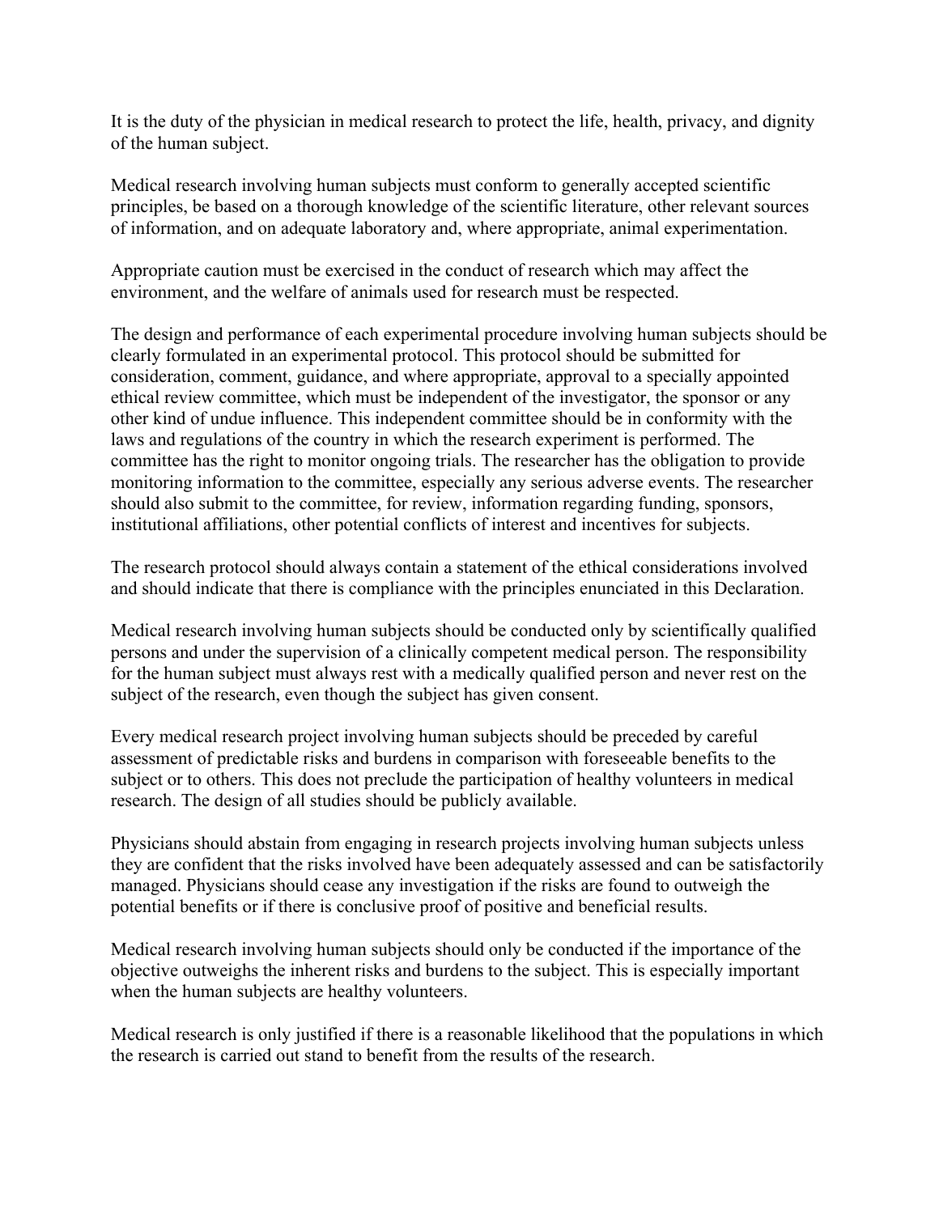It is the duty of the physician in medical research to protect the life, health, privacy, and dignity of the human subject.

Medical research involving human subjects must conform to generally accepted scientific principles, be based on a thorough knowledge of the scientific literature, other relevant sources of information, and on adequate laboratory and, where appropriate, animal experimentation.

Appropriate caution must be exercised in the conduct of research which may affect the environment, and the welfare of animals used for research must be respected.

The design and performance of each experimental procedure involving human subjects should be clearly formulated in an experimental protocol. This protocol should be submitted for consideration, comment, guidance, and where appropriate, approval to a specially appointed ethical review committee, which must be independent of the investigator, the sponsor or any other kind of undue influence. This independent committee should be in conformity with the laws and regulations of the country in which the research experiment is performed. The committee has the right to monitor ongoing trials. The researcher has the obligation to provide monitoring information to the committee, especially any serious adverse events. The researcher should also submit to the committee, for review, information regarding funding, sponsors, institutional affiliations, other potential conflicts of interest and incentives for subjects.

The research protocol should always contain a statement of the ethical considerations involved and should indicate that there is compliance with the principles enunciated in this Declaration.

Medical research involving human subjects should be conducted only by scientifically qualified persons and under the supervision of a clinically competent medical person. The responsibility for the human subject must always rest with a medically qualified person and never rest on the subject of the research, even though the subject has given consent.

Every medical research project involving human subjects should be preceded by careful assessment of predictable risks and burdens in comparison with foreseeable benefits to the subject or to others. This does not preclude the participation of healthy volunteers in medical research. The design of all studies should be publicly available.

Physicians should abstain from engaging in research projects involving human subjects unless they are confident that the risks involved have been adequately assessed and can be satisfactorily managed. Physicians should cease any investigation if the risks are found to outweigh the potential benefits or if there is conclusive proof of positive and beneficial results.

Medical research involving human subjects should only be conducted if the importance of the objective outweighs the inherent risks and burdens to the subject. This is especially important when the human subjects are healthy volunteers.

Medical research is only justified if there is a reasonable likelihood that the populations in which the research is carried out stand to benefit from the results of the research.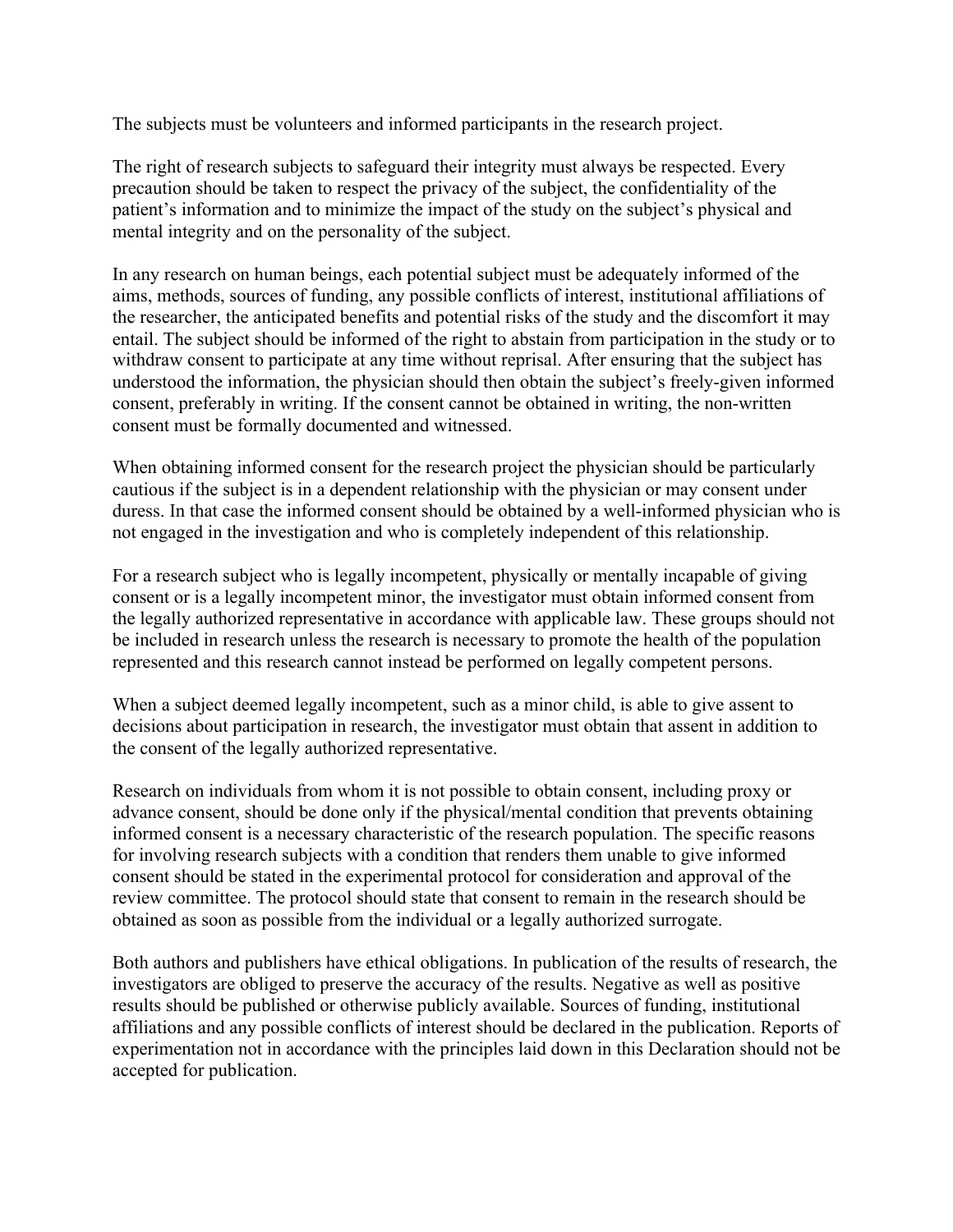The subjects must be volunteers and informed participants in the research project.

The right of research subjects to safeguard their integrity must always be respected. Every precaution should be taken to respect the privacy of the subject, the confidentiality of the patient's information and to minimize the impact of the study on the subject's physical and mental integrity and on the personality of the subject.

In any research on human beings, each potential subject must be adequately informed of the aims, methods, sources of funding, any possible conflicts of interest, institutional affiliations of the researcher, the anticipated benefits and potential risks of the study and the discomfort it may entail. The subject should be informed of the right to abstain from participation in the study or to withdraw consent to participate at any time without reprisal. After ensuring that the subject has understood the information, the physician should then obtain the subject's freely-given informed consent, preferably in writing. If the consent cannot be obtained in writing, the non-written consent must be formally documented and witnessed.

When obtaining informed consent for the research project the physician should be particularly cautious if the subject is in a dependent relationship with the physician or may consent under duress. In that case the informed consent should be obtained by a well-informed physician who is not engaged in the investigation and who is completely independent of this relationship.

For a research subject who is legally incompetent, physically or mentally incapable of giving consent or is a legally incompetent minor, the investigator must obtain informed consent from the legally authorized representative in accordance with applicable law. These groups should not be included in research unless the research is necessary to promote the health of the population represented and this research cannot instead be performed on legally competent persons.

When a subject deemed legally incompetent, such as a minor child, is able to give assent to decisions about participation in research, the investigator must obtain that assent in addition to the consent of the legally authorized representative.

Research on individuals from whom it is not possible to obtain consent, including proxy or advance consent, should be done only if the physical/mental condition that prevents obtaining informed consent is a necessary characteristic of the research population. The specific reasons for involving research subjects with a condition that renders them unable to give informed consent should be stated in the experimental protocol for consideration and approval of the review committee. The protocol should state that consent to remain in the research should be obtained as soon as possible from the individual or a legally authorized surrogate.

Both authors and publishers have ethical obligations. In publication of the results of research, the investigators are obliged to preserve the accuracy of the results. Negative as well as positive results should be published or otherwise publicly available. Sources of funding, institutional affiliations and any possible conflicts of interest should be declared in the publication. Reports of experimentation not in accordance with the principles laid down in this Declaration should not be accepted for publication.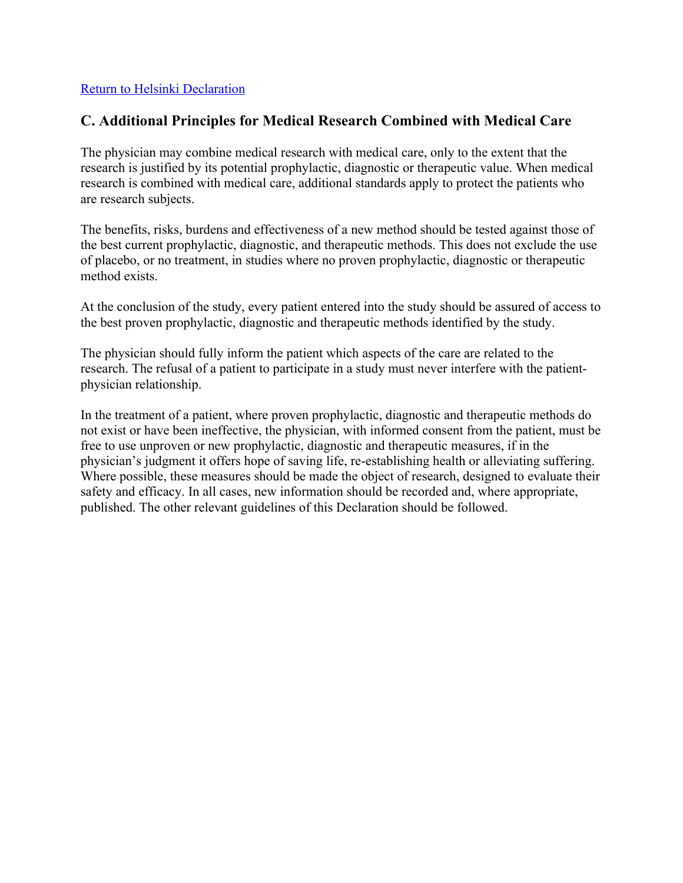[Return to Helsinki Declaration]

## C. Additional Principles for Medical Research Combined with Medical Care

The physician may combine medical research with medical care, only to the extent that the research is justified by its potential prophylactic, diagnostic or therapeutic value. When medical research is combined with medical care, additional standards apply to protect the patients who are research subjects.

The benefits, risks, burdens and effectiveness of a new method should be tested against those of the best current prophylactic, diagnostic, and therapeutic methods. This does not exclude the use of placebo, or no treatment, in studies where no proven prophylactic, diagnostic or therapeutic method exists.

At the conclusion of the study, every patient entered into the study should be assured of access to the best proven prophylactic, diagnostic and therapeutic methods identified by the study.

The physician should fully inform the patient which aspects of the care are related to the research. The refusal of a patient to participate in a study must never interfere with the patient-physician relationship.

In the treatment of a patient, where proven prophylactic, diagnostic and therapeutic methods do not exist or have been ineffective, the physician, with informed consent from the patient, must be free to use unproven or new prophylactic, diagnostic and therapeutic measures, if in the physician's judgment it offers hope of saving life, re-establishing health or alleviating suffering. Where possible, these measures should be made the object of research, designed to evaluate their safety and efficacy. In all cases, new information should be recorded and, where appropriate, published. The other relevant guidelines of this Declaration should be followed.